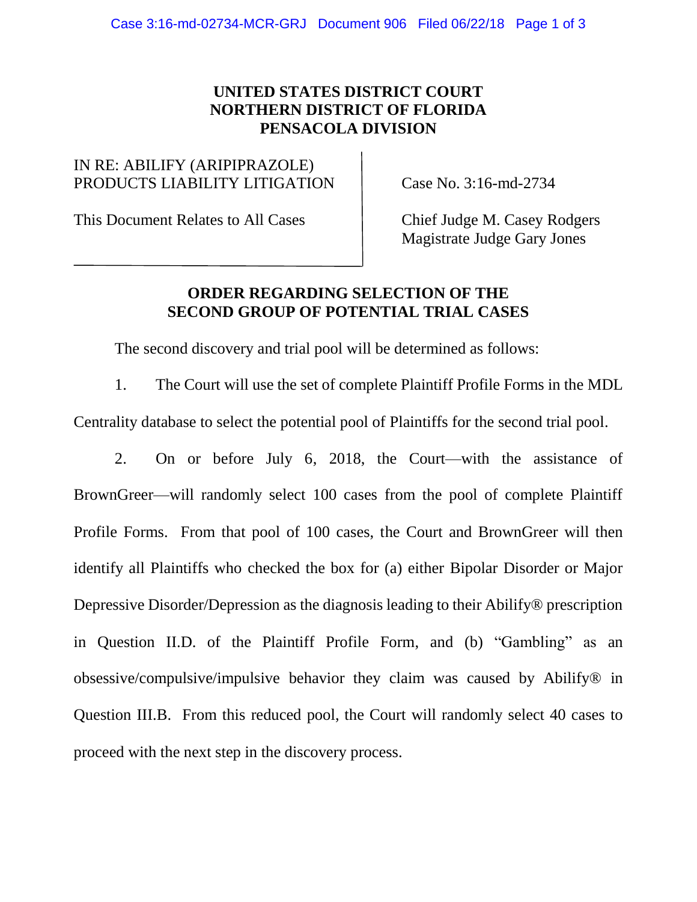**UNITED STATES DISTRICT COURT**
**NORTHERN DISTRICT OF FLORIDA**
**PENSACOLA DIVISION**

| | |
|---|---|
| IN RE: ABILIFY (ARIPIPRAZOLE) PRODUCTS LIABILITY LITIGATION | Case No. 3:16-md-2734 |
| This Document Relates to All Cases | Chief Judge M. Casey Rodgers<br>Magistrate Judge Gary Jones |

## ORDER REGARDING SELECTION OF THE SECOND GROUP OF POTENTIAL TRIAL CASES

The second discovery and trial pool will be determined as follows:

1. The Court will use the set of complete Plaintiff Profile Forms in the MDL Centrality database to select the potential pool of Plaintiffs for the second trial pool.

2. On or before July 6, 2018, the Court—with the assistance of BrownGreer—will randomly select 100 cases from the pool of complete Plaintiff Profile Forms. From that pool of 100 cases, the Court and BrownGreer will then identify all Plaintiffs who checked the box for (a) either Bipolar Disorder or Major Depressive Disorder/Depression as the diagnosis leading to their Abilify® prescription in Question II.D. of the Plaintiff Profile Form, and (b) "Gambling" as an obsessive/compulsive/impulsive behavior they claim was caused by Abilify® in Question III.B. From this reduced pool, the Court will randomly select 40 cases to proceed with the next step in the discovery process.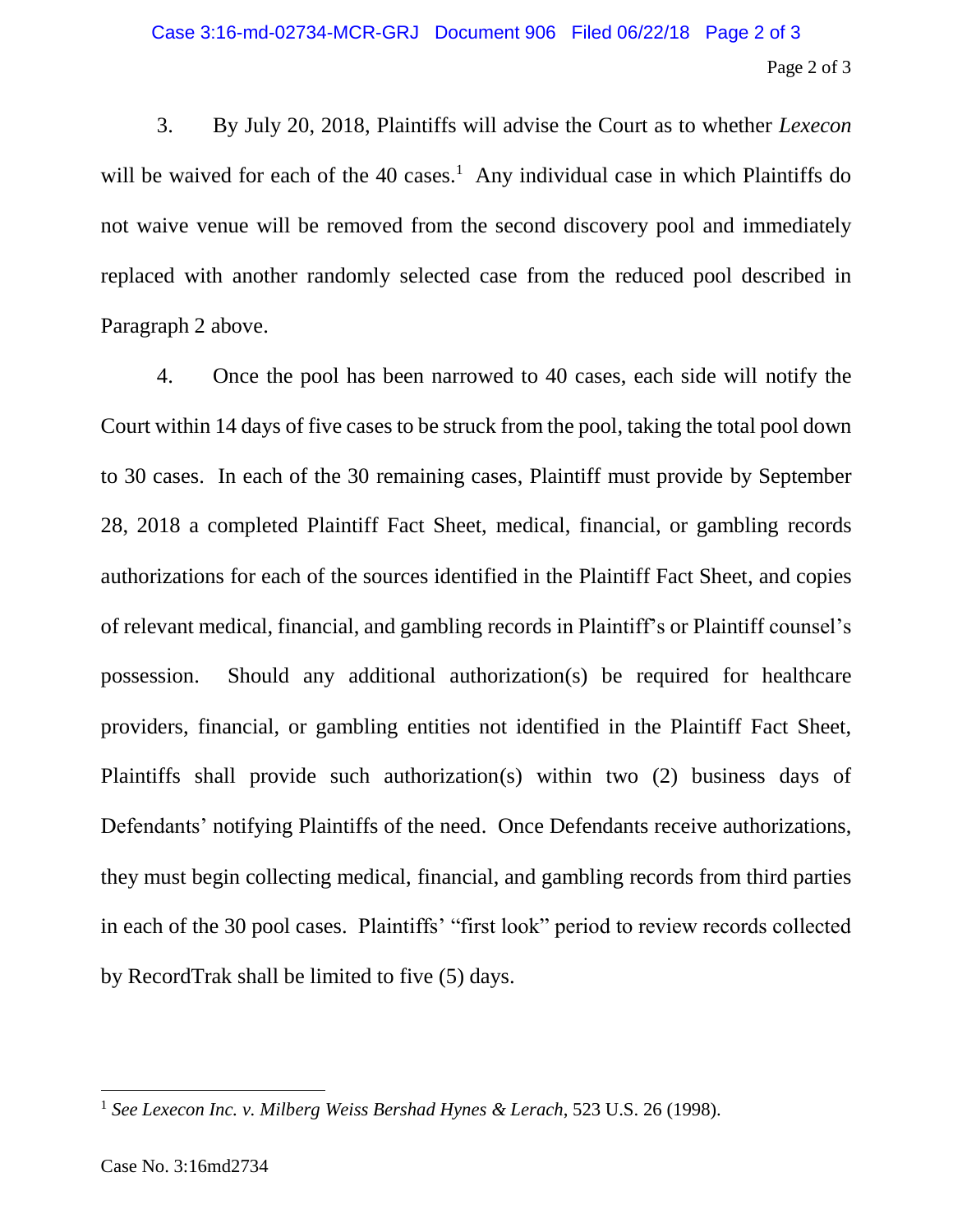3. By July 20, 2018, Plaintiffs will advise the Court as to whether *Lexecon* will be waived for each of the 40 cases.[1] Any individual case in which Plaintiffs do not waive venue will be removed from the second discovery pool and immediately replaced with another randomly selected case from the reduced pool described in Paragraph 2 above.

4. Once the pool has been narrowed to 40 cases, each side will notify the Court within 14 days of five cases to be struck from the pool, taking the total pool down to 30 cases. In each of the 30 remaining cases, Plaintiff must provide by September 28, 2018 a completed Plaintiff Fact Sheet, medical, financial, or gambling records authorizations for each of the sources identified in the Plaintiff Fact Sheet, and copies of relevant medical, financial, and gambling records in Plaintiff's or Plaintiff counsel's possession. Should any additional authorization(s) be required for healthcare providers, financial, or gambling entities not identified in the Plaintiff Fact Sheet, Plaintiffs shall provide such authorization(s) within two (2) business days of Defendants' notifying Plaintiffs of the need. Once Defendants receive authorizations, they must begin collecting medical, financial, and gambling records from third parties in each of the 30 pool cases. Plaintiffs' "first look" period to review records collected by RecordTrak shall be limited to five (5) days.

[1] *See Lexecon Inc. v. Milberg Weiss Bershad Hynes & Lerach*, 523 U.S. 26 (1998).

Case No. 3:16md2734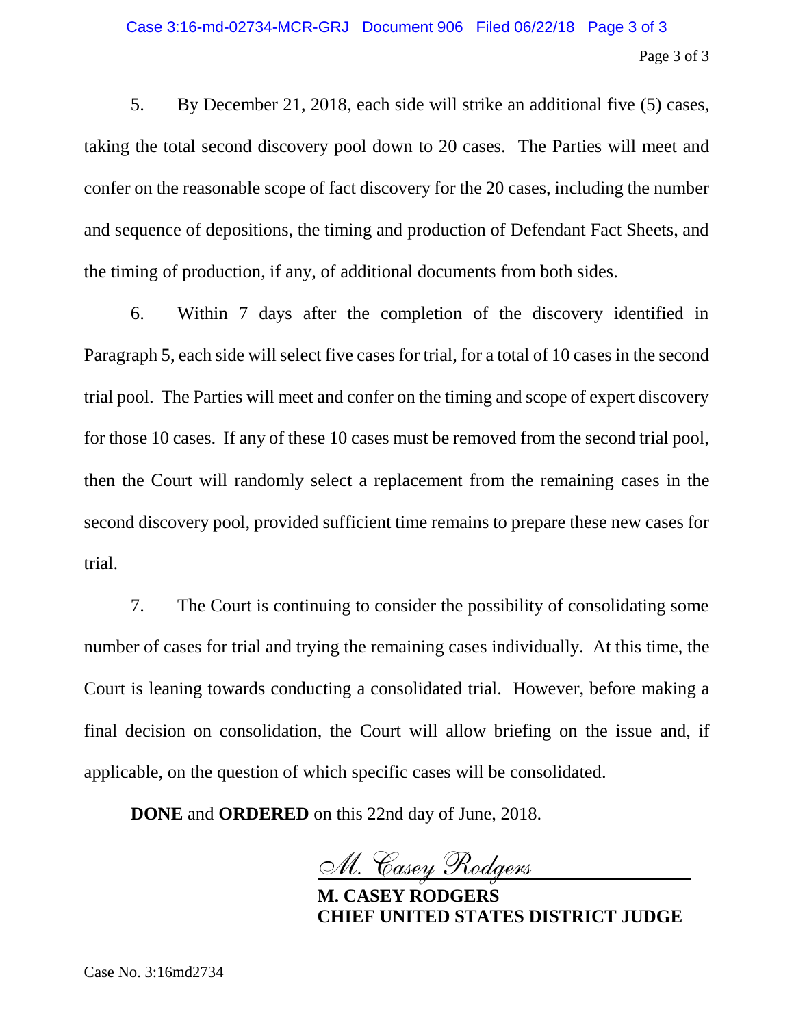5. By December 21, 2018, each side will strike an additional five (5) cases, taking the total second discovery pool down to 20 cases. The Parties will meet and confer on the reasonable scope of fact discovery for the 20 cases, including the number and sequence of depositions, the timing and production of Defendant Fact Sheets, and the timing of production, if any, of additional documents from both sides.

6. Within 7 days after the completion of the discovery identified in Paragraph 5, each side will select five cases for trial, for a total of 10 cases in the second trial pool. The Parties will meet and confer on the timing and scope of expert discovery for those 10 cases. If any of these 10 cases must be removed from the second trial pool, then the Court will randomly select a replacement from the remaining cases in the second discovery pool, provided sufficient time remains to prepare these new cases for trial.

7. The Court is continuing to consider the possibility of consolidating some number of cases for trial and trying the remaining cases individually. At this time, the Court is leaning towards conducting a consolidated trial. However, before making a final decision on consolidation, the Court will allow briefing on the issue and, if applicable, on the question of which specific cases will be consolidated.

**DONE** and **ORDERED** on this 22nd day of June, 2018.

*M. Casey Rodgers*

**M. CASEY RODGERS**
**CHIEF UNITED STATES DISTRICT JUDGE**

Case No. 3:16md2734